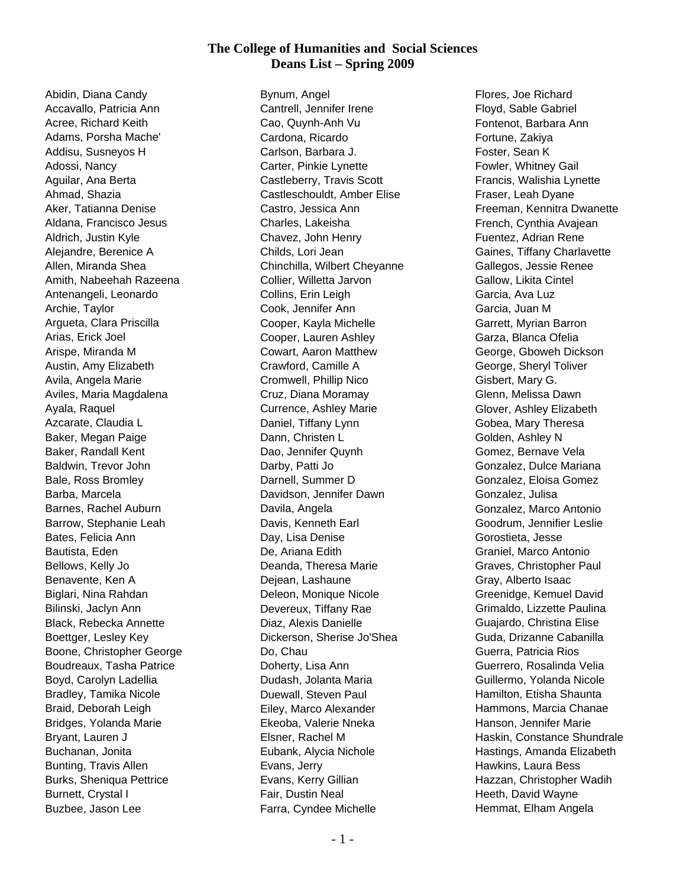# The College of Humanities and Social Sciences
## Deans List – Spring 2009

Abidin, Diana Candy
Accavallo, Patricia Ann
Acree, Richard Keith
Adams, Porsha Mache'
Addisu, Susneyos H
Adossi, Nancy
Aguilar, Ana Berta
Ahmad, Shazia
Aker, Tatianna Denise
Aldana, Francisco Jesus
Aldrich, Justin Kyle
Alejandre, Berenice A
Allen, Miranda Shea
Amith, Nabeehah Razeena
Antenangeli, Leonardo
Archie, Taylor
Argueta, Clara Priscilla
Arias, Erick Joel
Arispe, Miranda M
Austin, Amy Elizabeth
Avila, Angela Marie
Aviles, Maria Magdalena
Ayala, Raquel
Azcarate, Claudia L
Baker, Megan Paige
Baker, Randall Kent
Baldwin, Trevor John
Bale, Ross Bromley
Barba, Marcela
Barnes, Rachel Auburn
Barrow, Stephanie Leah
Bates, Felicia Ann
Bautista, Eden
Bellows, Kelly Jo
Benavente, Ken A
Biglari, Nina Rahdan
Bilinski, Jaclyn Ann
Black, Rebecka Annette
Boettger, Lesley Key
Boone, Christopher George
Boudreaux, Tasha Patrice
Boyd, Carolyn Ladellia
Bradley, Tamika Nicole
Braid, Deborah Leigh
Bridges, Yolanda Marie
Bryant, Lauren J
Buchanan, Jonita
Bunting, Travis Allen
Burks, Sheniqua Pettrice
Burnett, Crystal I
Buzbee, Jason Lee
Bynum, Angel
Cantrell, Jennifer Irene
Cao, Quynh-Anh Vu
Cardona, Ricardo
Carlson, Barbara J.
Carter, Pinkie Lynette
Castleberry, Travis Scott
Castleschouldt, Amber Elise
Castro, Jessica Ann
Charles, Lakeisha
Chavez, John Henry
Childs, Lori Jean
Chinchilla, Wilbert Cheyanne
Collier, Willetta Jarvon
Collins, Erin Leigh
Cook, Jennifer Ann
Cooper, Kayla Michelle
Cooper, Lauren Ashley
Cowart, Aaron Matthew
Crawford, Camille A
Cromwell, Phillip Nico
Cruz, Diana Moramay
Currence, Ashley Marie
Daniel, Tiffany Lynn
Dann, Christen L
Dao, Jennifer Quynh
Darby, Patti Jo
Darnell, Summer D
Davidson, Jennifer Dawn
Davila, Angela
Davis, Kenneth Earl
Day, Lisa Denise
De, Ariana Edith
Deanda, Theresa Marie
Dejean, Lashaune
Deleon, Monique Nicole
Devereux, Tiffany Rae
Diaz, Alexis Danielle
Dickerson, Sherise Jo'Shea
Do, Chau
Doherty, Lisa Ann
Dudash, Jolanta Maria
Duewall, Steven Paul
Eiley, Marco Alexander
Ekeoba, Valerie Nneka
Elsner, Rachel M
Eubank, Alycia Nichole
Evans, Jerry
Evans, Kerry Gillian
Fair, Dustin Neal
Farra, Cyndee Michelle
Flores, Joe Richard
Floyd, Sable Gabriel
Fontenot, Barbara Ann
Fortune, Zakiya
Foster, Sean K
Fowler, Whitney Gail
Francis, Walishia Lynette
Fraser, Leah Dyane
Freeman, Kennitra Dwanette
French, Cynthia Avajean
Fuentez, Adrian Rene
Gaines, Tiffany Charlavette
Gallegos, Jessie Renee
Gallow, Likita Cintel
Garcia, Ava Luz
Garcia, Juan M
Garrett, Myrian Barron
Garza, Blanca Ofelia
George, Gboweh Dickson
George, Sheryl Toliver
Gisbert, Mary G.
Glenn, Melissa Dawn
Glover, Ashley Elizabeth
Gobea, Mary Theresa
Golden, Ashley N
Gomez, Bernave Vela
Gonzalez, Dulce Mariana
Gonzalez, Eloisa Gomez
Gonzalez, Julisa
Gonzalez, Marco Antonio
Goodrum, Jennifier Leslie
Gorostieta, Jesse
Graniel, Marco Antonio
Graves, Christopher Paul
Gray, Alberto Isaac
Greenidge, Kemuel David
Grimaldo, Lizzette Paulina
Guajardo, Christina Elise
Guda, Drizanne Cabanilla
Guerra, Patricia Rios
Guerrero, Rosalinda Velia
Guillermo, Yolanda Nicole
Hamilton, Etisha Shaunta
Hammons, Marcia Chanae
Hanson, Jennifer Marie
Haskin, Constance Shundrale
Hastings, Amanda Elizabeth
Hawkins, Laura Bess
Hazzan, Christopher Wadih
Heeth, David Wayne
Hemmat, Elham Angela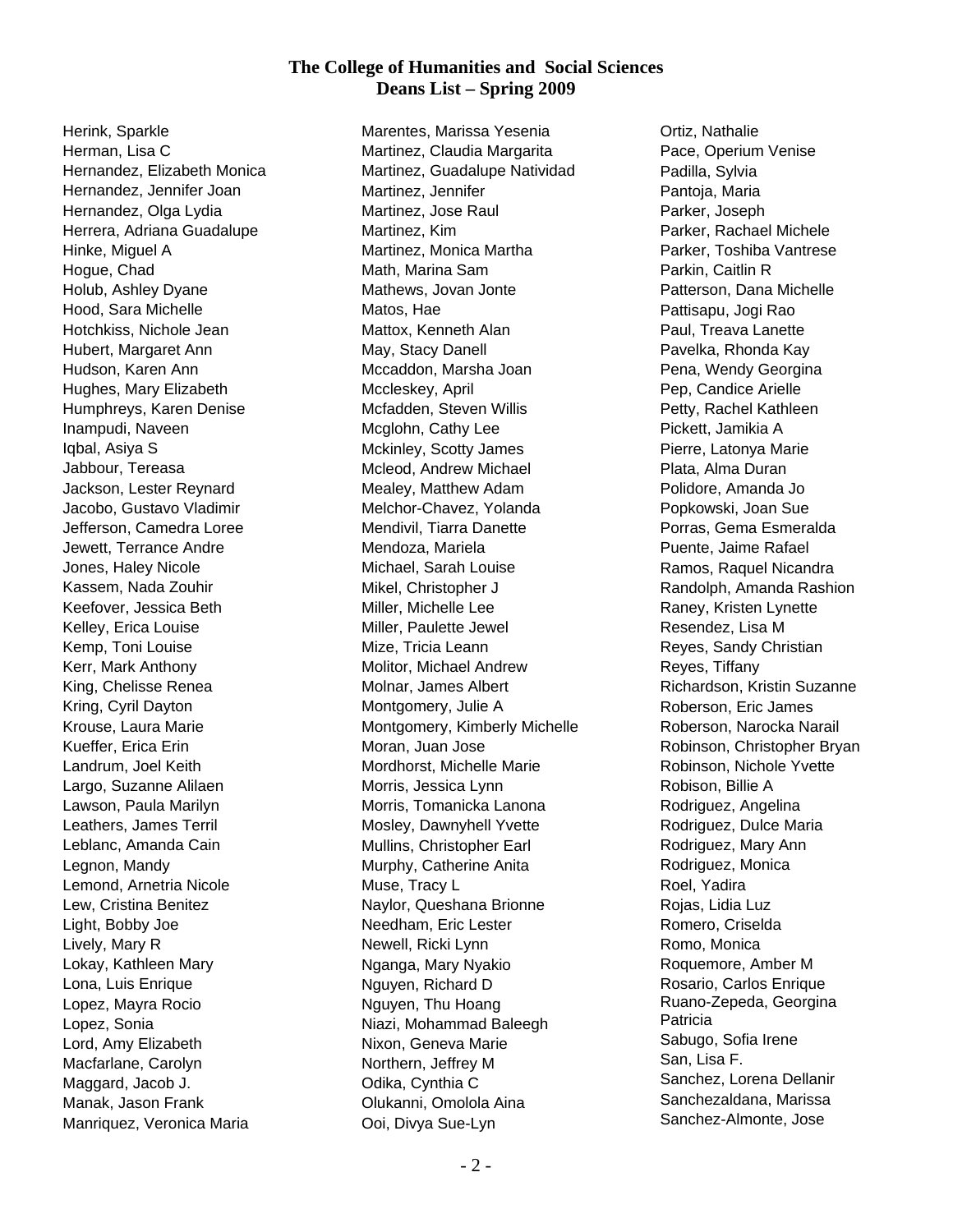**The College of Humanities and Social Sciences**
**Deans List – Spring 2009**

Herink, Sparkle
Herman, Lisa C
Hernandez, Elizabeth Monica
Hernandez, Jennifer Joan
Hernandez, Olga Lydia
Herrera, Adriana Guadalupe
Hinke, Miguel A
Hogue, Chad
Holub, Ashley Dyane
Hood, Sara Michelle
Hotchkiss, Nichole Jean
Hubert, Margaret Ann
Hudson, Karen Ann
Hughes, Mary Elizabeth
Humphreys, Karen Denise
Inampudi, Naveen
Iqbal, Asiya S
Jabbour, Tereasa
Jackson, Lester Reynard
Jacobo, Gustavo Vladimir
Jefferson, Camedra Loree
Jewett, Terrance Andre
Jones, Haley Nicole
Kassem, Nada Zouhir
Keefover, Jessica Beth
Kelley, Erica Louise
Kemp, Toni Louise
Kerr, Mark Anthony
King, Chelisse Renea
Kring, Cyril Dayton
Krouse, Laura Marie
Kueffer, Erica Erin
Landrum, Joel Keith
Largo, Suzanne Alilaen
Lawson, Paula Marilyn
Leathers, James Terril
Leblanc, Amanda Cain
Legnon, Mandy
Lemond, Arnetria Nicole
Lew, Cristina Benitez
Light, Bobby Joe
Lively, Mary R
Lokay, Kathleen Mary
Lona, Luis Enrique
Lopez, Mayra Rocio
Lopez, Sonia
Lord, Amy Elizabeth
Macfarlane, Carolyn
Maggard, Jacob J.
Manak, Jason Frank
Manriquez, Veronica Maria
Marentes, Marissa Yesenia
Martinez, Claudia Margarita
Martinez, Guadalupe Natividad
Martinez, Jennifer
Martinez, Jose Raul
Martinez, Kim
Martinez, Monica Martha
Math, Marina Sam
Mathews, Jovan Jonte
Matos, Hae
Mattox, Kenneth Alan
May, Stacy Danell
Mccaddon, Marsha Joan
Mccleskey, April
Mcfadden, Steven Willis
Mcglohn, Cathy Lee
Mckinley, Scotty James
Mcleod, Andrew Michael
Mealey, Matthew Adam
Melchor-Chavez, Yolanda
Mendivil, Tiarra Danette
Mendoza, Mariela
Michael, Sarah Louise
Mikel, Christopher J
Miller, Michelle Lee
Miller, Paulette Jewel
Mize, Tricia Leann
Molitor, Michael Andrew
Molnar, James Albert
Montgomery, Julie A
Montgomery, Kimberly Michelle
Moran, Juan Jose
Mordhorst, Michelle Marie
Morris, Jessica Lynn
Morris, Tomanicka Lanona
Mosley, Dawnyhell Yvette
Mullins, Christopher Earl
Murphy, Catherine Anita
Muse, Tracy L
Naylor, Queshana Brionne
Needham, Eric Lester
Newell, Ricki Lynn
Nganga, Mary Nyakio
Nguyen, Richard D
Nguyen, Thu Hoang
Niazi, Mohammad Baleegh
Nixon, Geneva Marie
Northern, Jeffrey M
Odika, Cynthia C
Olukanni, Omolola Aina
Ooi, Divya Sue-Lyn
Ortiz, Nathalie
Pace, Operium Venise
Padilla, Sylvia
Pantoja, Maria
Parker, Joseph
Parker, Rachael Michele
Parker, Toshiba Vantrese
Parkin, Caitlin R
Patterson, Dana Michelle
Pattisapu, Jogi Rao
Paul, Treava Lanette
Pavelka, Rhonda Kay
Pena, Wendy Georgina
Pep, Candice Arielle
Petty, Rachel Kathleen
Pickett, Jamikia A
Pierre, Latonya Marie
Plata, Alma Duran
Polidore, Amanda Jo
Popkowski, Joan Sue
Porras, Gema Esmeralda
Puente, Jaime Rafael
Ramos, Raquel Nicandra
Randolph, Amanda Rashion
Raney, Kristen Lynette
Resendez, Lisa M
Reyes, Sandy Christian
Reyes, Tiffany
Richardson, Kristin Suzanne
Roberson, Eric James
Roberson, Narocka Narail
Robinson, Christopher Bryan
Robinson, Nichole Yvette
Robison, Billie A
Rodriguez, Angelina
Rodriguez, Dulce Maria
Rodriguez, Mary Ann
Rodriguez, Monica
Roel, Yadira
Rojas, Lidia Luz
Romero, Criselda
Romo, Monica
Roquemore, Amber M
Rosario, Carlos Enrique
Ruano-Zepeda, Georgina Patricia
Sabugo, Sofia Irene
San, Lisa F.
Sanchez, Lorena Dellanir
Sanchezaldana, Marissa
Sanchez-Almonte, Jose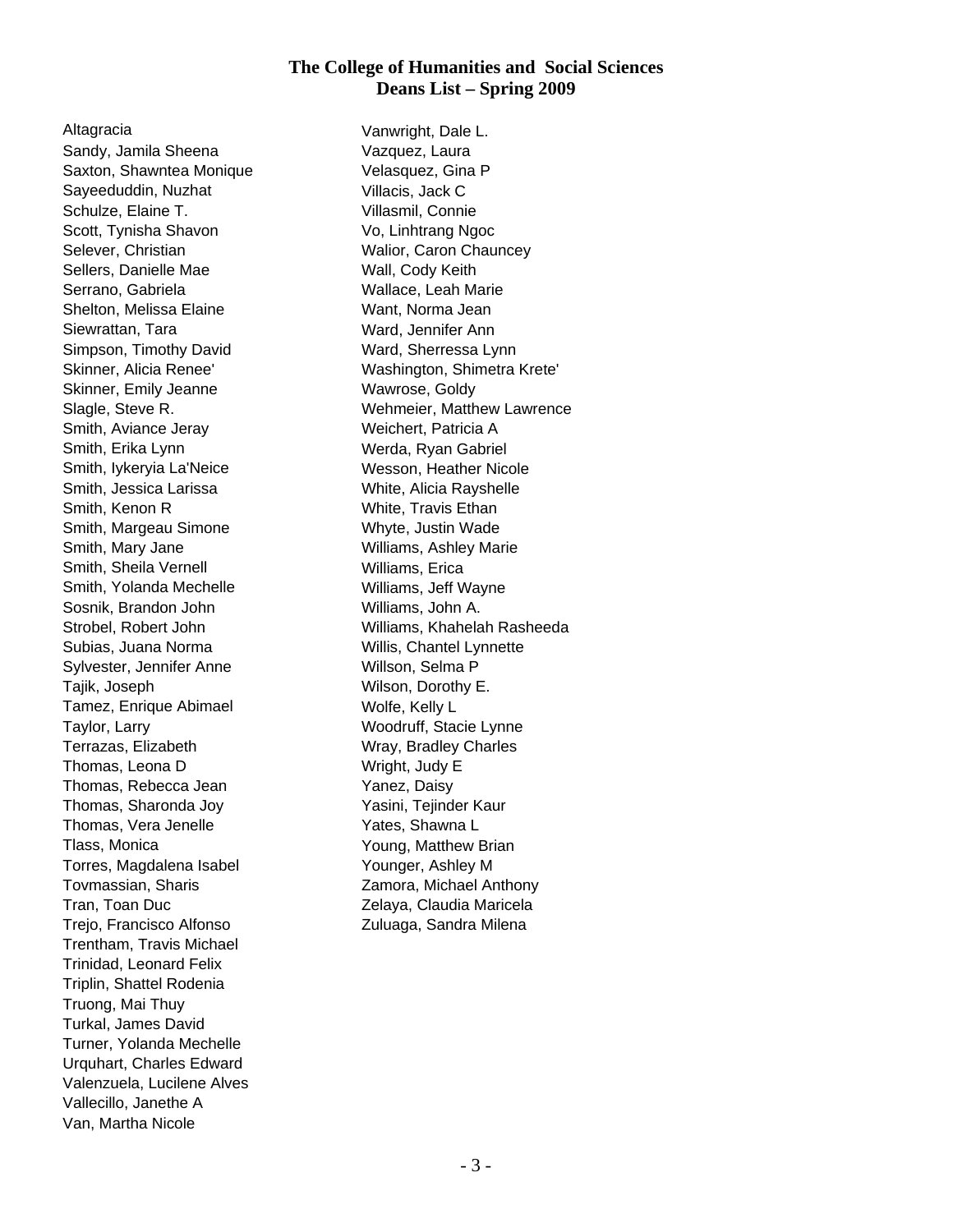**The College of Humanities and Social Sciences**
**Deans List – Spring 2009**

Altagracia
Sandy, Jamila Sheena
Saxton, Shawntea Monique
Sayeeduddin, Nuzhat
Schulze, Elaine T.
Scott, Tynisha Shavon
Selever, Christian
Sellers, Danielle Mae
Serrano, Gabriela
Shelton, Melissa Elaine
Siewrattan, Tara
Simpson, Timothy David
Skinner, Alicia Renee'
Skinner, Emily Jeanne
Slagle, Steve R.
Smith, Aviance Jeray
Smith, Erika Lynn
Smith, Iykeryia La'Neice
Smith, Jessica Larissa
Smith, Kenon R
Smith, Margeau Simone
Smith, Mary Jane
Smith, Sheila Vernell
Smith, Yolanda Mechelle
Sosnik, Brandon John
Strobel, Robert John
Subias, Juana Norma
Sylvester, Jennifer Anne
Tajik, Joseph
Tamez, Enrique Abimael
Taylor, Larry
Terrazas, Elizabeth
Thomas, Leona D
Thomas, Rebecca Jean
Thomas, Sharonda Joy
Thomas, Vera Jenelle
Tlass, Monica
Torres, Magdalena Isabel
Tovmassian, Sharis
Tran, Toan Duc
Trejo, Francisco Alfonso
Trentham, Travis Michael
Trinidad, Leonard Felix
Triplin, Shattel Rodenia
Truong, Mai Thuy
Turkal, James David
Turner, Yolanda Mechelle
Urquhart, Charles Edward
Valenzuela, Lucilene Alves
Vallecillo, Janethe A
Van, Martha Nicole
Vanwright, Dale L.
Vazquez, Laura
Velasquez, Gina P
Villacis, Jack C
Villasmil, Connie
Vo, Linhtrang Ngoc
Walior, Caron Chauncey
Wall, Cody Keith
Wallace, Leah Marie
Want, Norma Jean
Ward, Jennifer Ann
Ward, Sherressa Lynn
Washington, Shimetra Krete'
Wawrose, Goldy
Wehmeier, Matthew Lawrence
Weichert, Patricia A
Werda, Ryan Gabriel
Wesson, Heather Nicole
White, Alicia Rayshelle
White, Travis Ethan
Whyte, Justin Wade
Williams, Ashley Marie
Williams, Erica
Williams, Jeff Wayne
Williams, John A.
Williams, Khahelah Rasheeda
Willis, Chantel Lynnette
Willson, Selma P
Wilson, Dorothy E.
Wolfe, Kelly L
Woodruff, Stacie Lynne
Wray, Bradley Charles
Wright, Judy E
Yanez, Daisy
Yasini, Tejinder Kaur
Yates, Shawna L
Young, Matthew Brian
Younger, Ashley M
Zamora, Michael Anthony
Zelaya, Claudia Maricela
Zuluaga, Sandra Milena